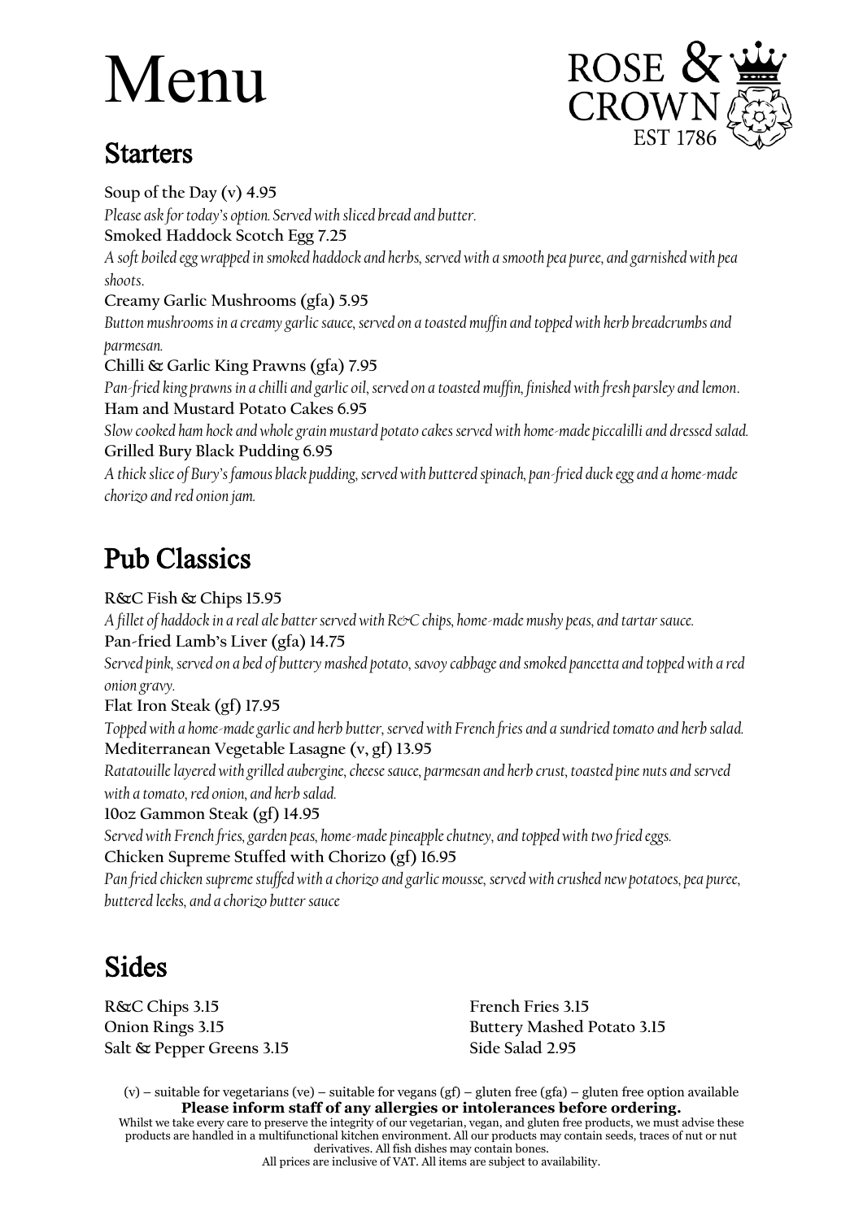# Menu

ROSE & CROWN
EST 1786

## Starters

**Soup of the Day (v) 4.95**
*Please ask for today's option. Served with sliced bread and butter.*

**Smoked Haddock Scotch Egg 7.25**
*A soft boiled egg wrapped in smoked haddock and herbs, served with a smooth pea puree, and garnished with pea shoots.*

**Creamy Garlic Mushrooms (gfa) 5.95**
*Button mushrooms in a creamy garlic sauce, served on a toasted muffin and topped with herb breadcrumbs and parmesan.*

**Chilli & Garlic King Prawns (gfa) 7.95**
*Pan-fried king prawns in a chilli and garlic oil, served on a toasted muffin, finished with fresh parsley and lemon.*

**Ham and Mustard Potato Cakes 6.95**
*Slow cooked ham hock and whole grain mustard potato cakes served with home-made piccalilli and dressed salad.*

**Grilled Bury Black Pudding 6.95**
*A thick slice of Bury's famous black pudding, served with buttered spinach, pan-fried duck egg and a home-made chorizo and red onion jam.*

## Pub Classics

**R&C Fish & Chips 15.95**
*A fillet of haddock in a real ale batter served with R&C chips, home-made mushy peas, and tartar sauce.*

**Pan-fried Lamb's Liver (gfa) 14.75**
*Served pink, served on a bed of buttery mashed potato, savoy cabbage and smoked pancetta and topped with a red onion gravy.*

**Flat Iron Steak (gf) 17.95**
*Topped with a home-made garlic and herb butter, served with French fries and a sundried tomato and herb salad.*

**Mediterranean Vegetable Lasagne (v, gf) 13.95**
*Ratatouille layered with grilled aubergine, cheese sauce, parmesan and herb crust, toasted pine nuts and served with a tomato, red onion, and herb salad.*

**10oz Gammon Steak (gf) 14.95**
*Served with French fries, garden peas, home-made pineapple chutney, and topped with two fried eggs.*

**Chicken Supreme Stuffed with Chorizo (gf) 16.95**
*Pan fried chicken supreme stuffed with a chorizo and garlic mousse, served with crushed new potatoes, pea puree, buttered leeks, and a chorizo butter sauce*

## Sides

**R&C Chips 3.15**
**Onion Rings 3.15**
**Salt & Pepper Greens 3.15**
**French Fries 3.15**
**Buttery Mashed Potato 3.15**
**Side Salad 2.95**

(v) – suitable for vegetarians (ve) – suitable for vegans (gf) – gluten free (gfa) – gluten free option available

**Please inform staff of any allergies or intolerances before ordering.**

Whilst we take every care to preserve the integrity of our vegetarian, vegan, and gluten free products, we must advise these products are handled in a multifunctional kitchen environment. All our products may contain seeds, traces of nut or nut derivatives. All fish dishes may contain bones.

All prices are inclusive of VAT. All items are subject to availability.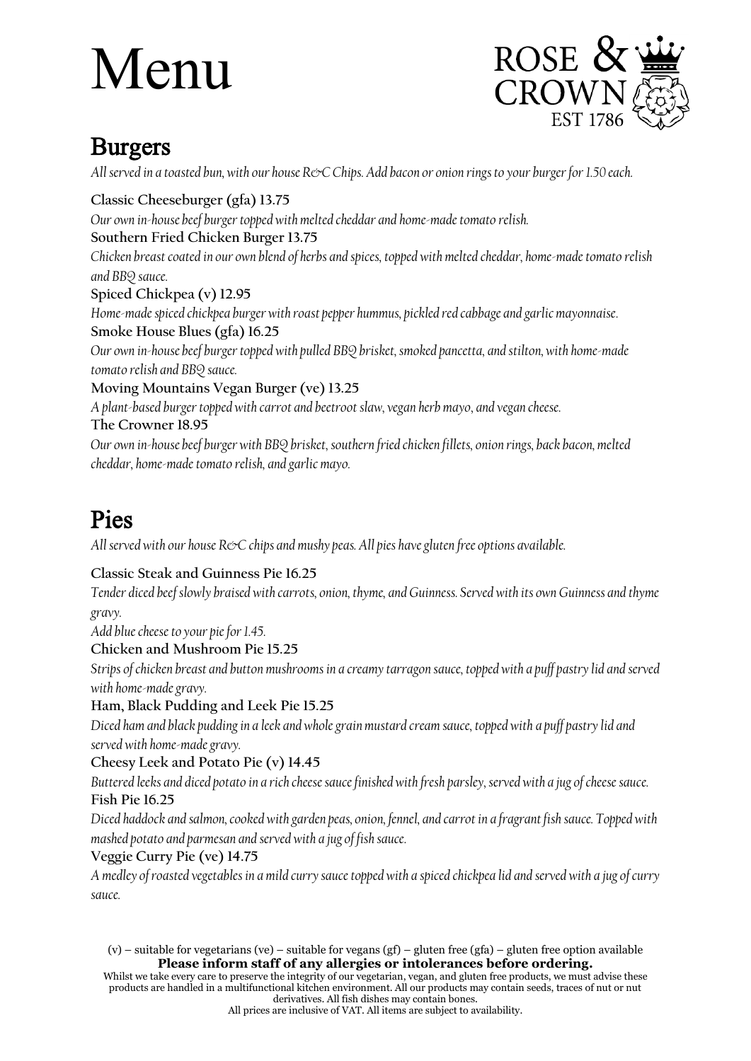# Menu

ROSE & CROWN
EST 1786

## Burgers

*All served in a toasted bun, with our house R&C Chips. Add bacon or onion rings to your burger for 1.50 each.*

**Classic Cheeseburger (gfa) 13.75**
*Our own in-house beef burger topped with melted cheddar and home-made tomato relish.*

**Southern Fried Chicken Burger 13.75**
*Chicken breast coated in our own blend of herbs and spices, topped with melted cheddar, home-made tomato relish and BBQ sauce.*

**Spiced Chickpea (v) 12.95**
*Home-made spiced chickpea burger with roast pepper hummus, pickled red cabbage and garlic mayonnaise.*

**Smoke House Blues (gfa) 16.25**
*Our own in-house beef burger topped with pulled BBQ brisket, smoked pancetta, and stilton, with home-made tomato relish and BBQ sauce.*

**Moving Mountains Vegan Burger (ve) 13.25**
*A plant-based burger topped with carrot and beetroot slaw, vegan herb mayo, and vegan cheese.*

**The Crowner 18.95**
*Our own in-house beef burger with BBQ brisket, southern fried chicken fillets, onion rings, back bacon, melted cheddar, home-made tomato relish, and garlic mayo.*

## Pies

*All served with our house R&C chips and mushy peas. All pies have gluten free options available.*

**Classic Steak and Guinness Pie 16.25**
*Tender diced beef slowly braised with carrots, onion, thyme, and Guinness. Served with its own Guinness and thyme gravy.*
*Add blue cheese to your pie for 1.45.*

**Chicken and Mushroom Pie 15.25**
*Strips of chicken breast and button mushrooms in a creamy tarragon sauce, topped with a puff pastry lid and served with home-made gravy.*

**Ham, Black Pudding and Leek Pie 15.25**
*Diced ham and black pudding in a leek and whole grain mustard cream sauce, topped with a puff pastry lid and served with home-made gravy.*

**Cheesy Leek and Potato Pie (v) 14.45**
*Buttered leeks and diced potato in a rich cheese sauce finished with fresh parsley, served with a jug of cheese sauce.*

**Fish Pie 16.25**
*Diced haddock and salmon, cooked with garden peas, onion, fennel, and carrot in a fragrant fish sauce. Topped with mashed potato and parmesan and served with a jug of fish sauce.*

**Veggie Curry Pie (ve) 14.75**
*A medley of roasted vegetables in a mild curry sauce topped with a spiced chickpea lid and served with a jug of curry sauce.*

(v) – suitable for vegetarians (ve) – suitable for vegans (gf) – gluten free (gfa) – gluten free option available

**Please inform staff of any allergies or intolerances before ordering.**

Whilst we take every care to preserve the integrity of our vegetarian, vegan, and gluten free products, we must advise these products are handled in a multifunctional kitchen environment. All our products may contain seeds, traces of nut or nut derivatives. All fish dishes may contain bones.

All prices are inclusive of VAT. All items are subject to availability.